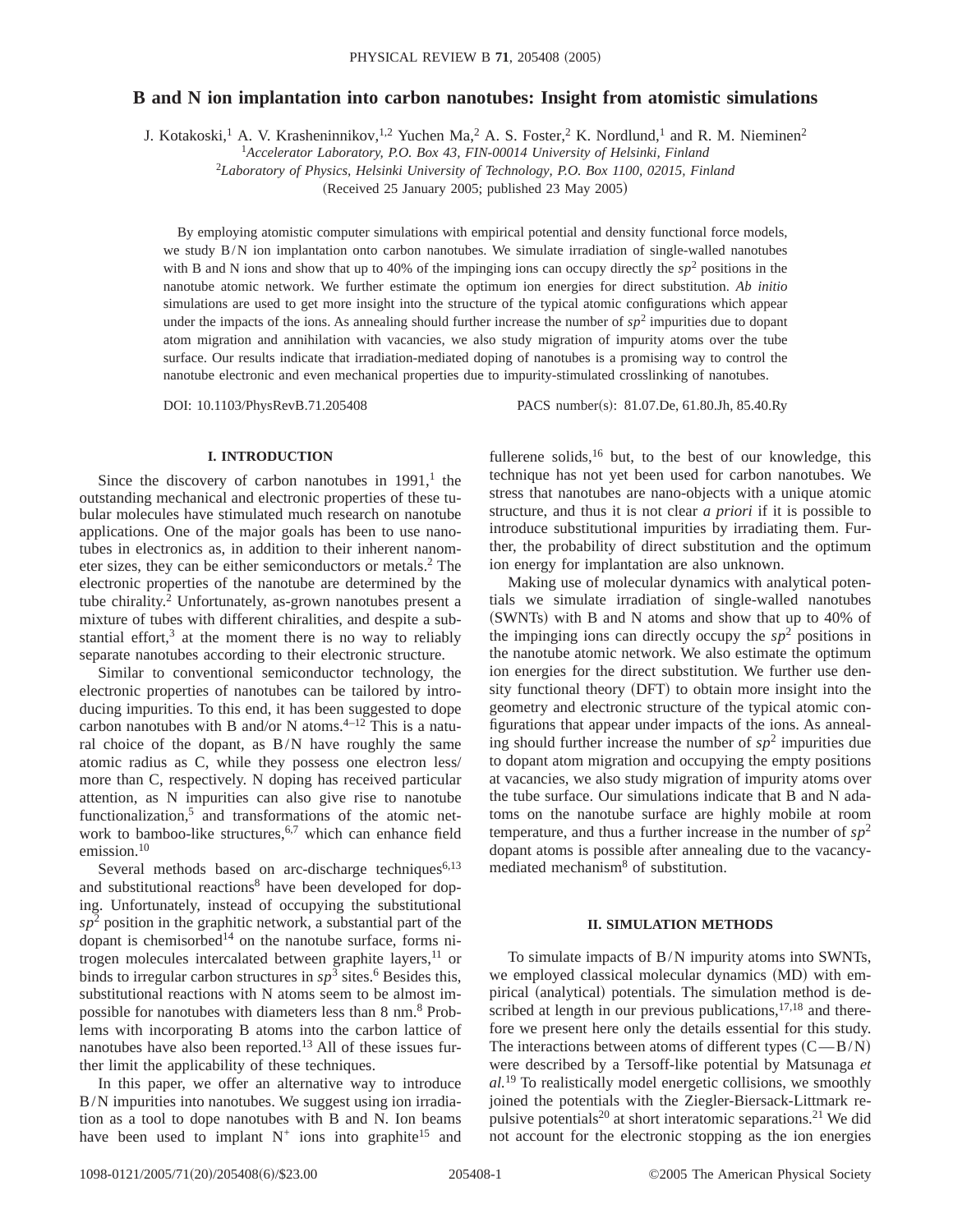# B and N ion implantation into carbon nanotubes: Insight from atomistic simulations

J. Kotakoski,[1] A. V. Krasheninnikov,[1,2] Yuchen Ma,[2] A. S. Foster,[2] K. Nordlund,[1] and R. M. Nieminen[2]

[1]*Accelerator Laboratory, P.O. Box 43, FIN-00014 University of Helsinki, Finland*

[2]*Laboratory of Physics, Helsinki University of Technology, P.O. Box 1100, 02015, Finland*

(Received 25 January 2005; published 23 May 2005)

By employing atomistic computer simulations with empirical potential and density functional force models, we study B/N ion implantation onto carbon nanotubes. We simulate irradiation of single-walled nanotubes with B and N ions and show that up to 40% of the impinging ions can occupy directly the $sp^2$ positions in the nanotube atomic network. We further estimate the optimum ion energies for direct substitution. *Ab initio* simulations are used to get more insight into the structure of the typical atomic configurations which appear under the impacts of the ions. As annealing should further increase the number of $sp^2$ impurities due to dopant atom migration and annihilation with vacancies, we also study migration of impurity atoms over the tube surface. Our results indicate that irradiation-mediated doping of nanotubes is a promising way to control the nanotube electronic and even mechanical properties due to impurity-stimulated crosslinking of nanotubes.

DOI: 10.1103/PhysRevB.71.205408 PACS number(s): 81.07.De, 61.80.Jh, 85.40.Ry

## I. INTRODUCTION

Since the discovery of carbon nanotubes in 1991,[1] the outstanding mechanical and electronic properties of these tubular molecules have stimulated much research on nanotube applications. One of the major goals has been to use nanotubes in electronics as, in addition to their inherent nanometer sizes, they can be either semiconductors or metals.[2] The electronic properties of the nanotube are determined by the tube chirality.[2] Unfortunately, as-grown nanotubes present a mixture of tubes with different chiralities, and despite a substantial effort,[3] at the moment there is no way to reliably separate nanotubes according to their electronic structure.

Similar to conventional semiconductor technology, the electronic properties of nanotubes can be tailored by introducing impurities. To this end, it has been suggested to dope carbon nanotubes with B and/or N atoms.[4–12] This is a natural choice of the dopant, as B/N have roughly the same atomic radius as C, while they possess one electron less/more than C, respectively. N doping has received particular attention, as N impurities can also give rise to nanotube functionalization,[5] and transformations of the atomic network to bamboo-like structures,[6,7] which can enhance field emission.[10]

Several methods based on arc-discharge techniques[6,13] and substitutional reactions[8] have been developed for doping. Unfortunately, instead of occupying the substitutional $sp^2$ position in the graphitic network, a substantial part of the dopant is chemisorbed[14] on the nanotube surface, forms nitrogen molecules intercalated between graphite layers,[11] or binds to irregular carbon structures in $sp^3$ sites.[6] Besides this, substitutional reactions with N atoms seem to be almost impossible for nanotubes with diameters less than 8 nm.[8] Problems with incorporating B atoms into the carbon lattice of nanotubes have also been reported.[13] All of these issues further limit the applicability of these techniques.

In this paper, we offer an alternative way to introduce B/N impurities into nanotubes. We suggest using ion irradiation as a tool to dope nanotubes with B and N. Ion beams have been used to implant $N^+$ ions into graphite[15] and fullerene solids,[16] but, to the best of our knowledge, this technique has not yet been used for carbon nanotubes. We stress that nanotubes are nano-objects with a unique atomic structure, and thus it is not clear *a priori* if it is possible to introduce substitutional impurities by irradiating them. Further, the probability of direct substitution and the optimum ion energy for implantation are also unknown.

Making use of molecular dynamics with analytical potentials we simulate irradiation of single-walled nanotubes (SWNTs) with B and N atoms and show that up to 40% of the impinging ions can directly occupy the $sp^2$ positions in the nanotube atomic network. We also estimate the optimum ion energies for the direct substitution. We further use density functional theory (DFT) to obtain more insight into the geometry and electronic structure of the typical atomic configurations that appear under impacts of the ions. As annealing should further increase the number of $sp^2$ impurities due to dopant atom migration and occupying the empty positions at vacancies, we also study migration of impurity atoms over the tube surface. Our simulations indicate that B and N adatoms on the nanotube surface are highly mobile at room temperature, and thus a further increase in the number of $sp^2$ dopant atoms is possible after annealing due to the vacancy-mediated mechanism[8] of substitution.

## II. SIMULATION METHODS

To simulate impacts of B/N impurity atoms into SWNTs, we employed classical molecular dynamics (MD) with empirical (analytical) potentials. The simulation method is described at length in our previous publications,[17,18] and therefore we present here only the details essential for this study. The interactions between atoms of different types (C—B/N) were described by a Tersoff-like potential by Matsunaga *et al.*[19] To realistically model energetic collisions, we smoothly joined the potentials with the Ziegler-Biersack-Littmark repulsive potentials[20] at short interatomic separations.[21] We did not account for the electronic stopping as the ion energies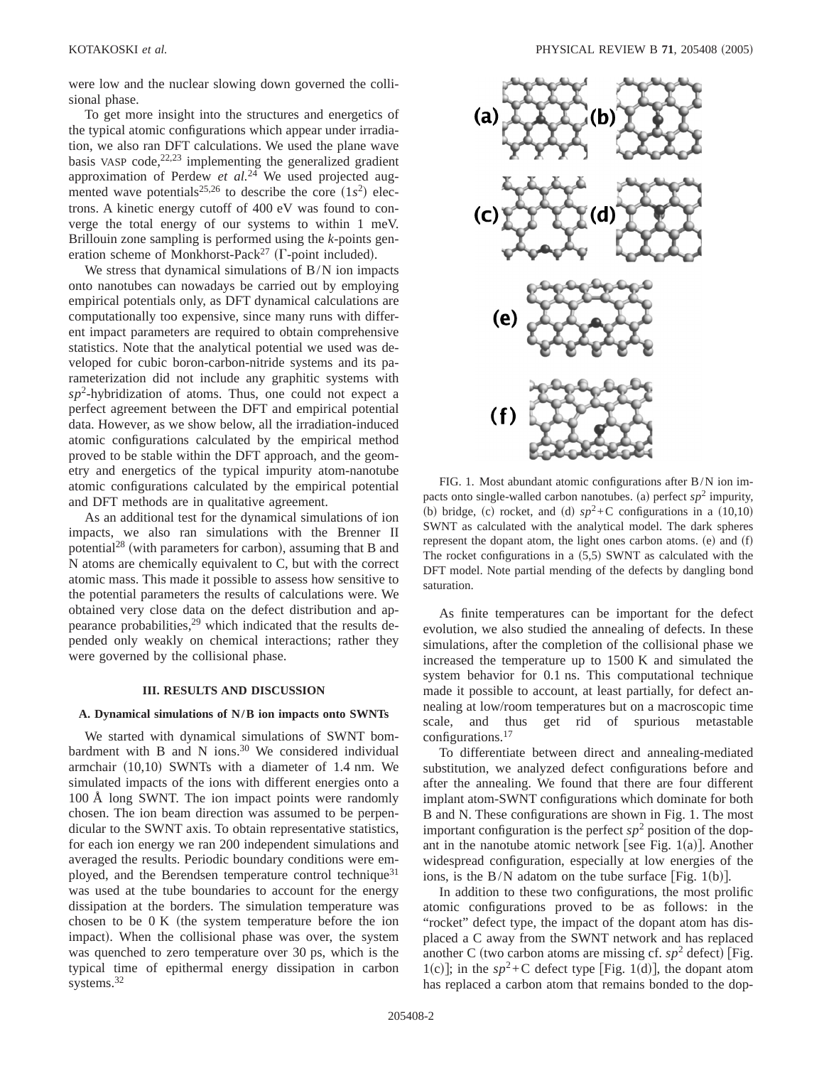were low and the nuclear slowing down governed the collisional phase.

To get more insight into the structures and energetics of the typical atomic configurations which appear under irradiation, we also ran DFT calculations. We used the plane wave basis VASP code,[22,23] implementing the generalized gradient approximation of Perdew *et al.*[24] We used projected augmented wave potentials[25,26] to describe the core ($1s^2$) electrons. A kinetic energy cutoff of 400 eV was found to converge the total energy of our systems to within 1 meV. Brillouin zone sampling is performed using the *k*-points generation scheme of Monkhorst-Pack[27] ($\Gamma$-point included).

We stress that dynamical simulations of B/N ion impacts onto nanotubes can nowadays be carried out by employing empirical potentials only, as DFT dynamical calculations are computationally too expensive, since many runs with different impact parameters are required to obtain comprehensive statistics. Note that the analytical potential we used was developed for cubic boron-carbon-nitride systems and its parameterization did not include any graphitic systems with $sp^2$-hybridization of atoms. Thus, one could not expect a perfect agreement between the DFT and empirical potential data. However, as we show below, all the irradiation-induced atomic configurations calculated by the empirical method proved to be stable within the DFT approach, and the geometry and energetics of the typical impurity atom-nanotube atomic configurations calculated by the empirical potential and DFT methods are in qualitative agreement.

As an additional test for the dynamical simulations of ion impacts, we also ran simulations with the Brenner II potential[28] (with parameters for carbon), assuming that B and N atoms are chemically equivalent to C, but with the correct atomic mass. This made it possible to assess how sensitive to the potential parameters the results of calculations were. We obtained very close data on the defect distribution and appearance probabilities,[29] which indicated that the results depended only weakly on chemical interactions; rather they were governed by the collisional phase.

## III. RESULTS AND DISCUSSION

### A. Dynamical simulations of N/B ion impacts onto SWNTs

We started with dynamical simulations of SWNT bombardment with B and N ions.[30] We considered individual armchair (10,10) SWNTs with a diameter of 1.4 nm. We simulated impacts of the ions with different energies onto a 100 Å long SWNT. The ion impact points were randomly chosen. The ion beam direction was assumed to be perpendicular to the SWNT axis. To obtain representative statistics, for each ion energy we ran 200 independent simulations and averaged the results. Periodic boundary conditions were employed, and the Berendsen temperature control technique[31] was used at the tube boundaries to account for the energy dissipation at the borders. The simulation temperature was chosen to be 0 K (the system temperature before the ion impact). When the collisional phase was over, the system was quenched to zero temperature over 30 ps, which is the typical time of epithermal energy dissipation in carbon systems.[32]

FIG. 1. Most abundant atomic configurations after B/N ion impacts onto single-walled carbon nanotubes. (a) perfect $sp^2$ impurity, (b) bridge, (c) rocket, and (d) $sp^2$+C configurations in a (10,10) SWNT as calculated with the analytical model. The dark spheres represent the dopant atom, the light ones carbon atoms. (e) and (f) The rocket configurations in a (5,5) SWNT as calculated with the DFT model. Note partial mending of the defects by dangling bond saturation.

As finite temperatures can be important for the defect evolution, we also studied the annealing of defects. In these simulations, after the completion of the collisional phase we increased the temperature up to 1500 K and simulated the system behavior for 0.1 ns. This computational technique made it possible to account, at least partially, for defect annealing at low/room temperatures but on a macroscopic time scale, and thus get rid of spurious metastable configurations.[17]

To differentiate between direct and annealing-mediated substitution, we analyzed defect configurations before and after the annealing. We found that there are four different implant atom-SWNT configurations which dominate for both B and N. These configurations are shown in Fig. 1. The most important configuration is the perfect $sp^2$ position of the dopant in the nanotube atomic network [see Fig. 1(a)]. Another widespread configuration, especially at low energies of the ions, is the B/N adatom on the tube surface [Fig. 1(b)].

In addition to these two configurations, the most prolific atomic configurations proved to be as follows: in the "rocket" defect type, the impact of the dopant atom has displaced a C away from the SWNT network and has replaced another C (two carbon atoms are missing cf. $sp^2$ defect) [Fig. 1(c)]; in the $sp^2$+C defect type [Fig. 1(d)], the dopant atom has replaced a carbon atom that remains bonded to the dop-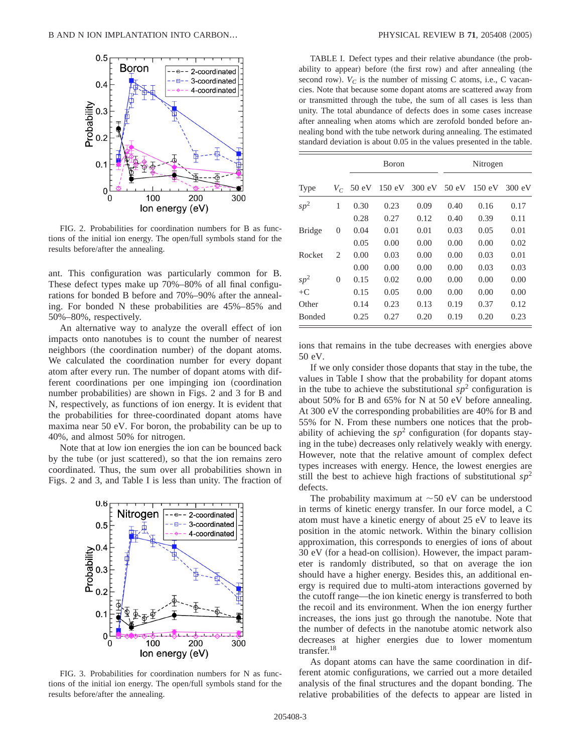FIG. 2. Probabilities for coordination numbers for B as functions of the initial ion energy. The open/full symbols stand for the results before/after the annealing.

ant. This configuration was particularly common for B. These defect types make up 70%–80% of all final configurations for bonded B before and 70%–90% after the annealing. For bonded N these probabilities are 45%–85% and 50%–80%, respectively.

An alternative way to analyze the overall effect of ion impacts onto nanotubes is to count the number of nearest neighbors (the coordination number) of the dopant atoms. We calculated the coordination number for every dopant atom after every run. The number of dopant atoms with different coordinations per one impinging ion (coordination number probabilities) are shown in Figs. 2 and 3 for B and N, respectively, as functions of ion energy. It is evident that the probabilities for three-coordinated dopant atoms have maxima near 50 eV. For boron, the probability can be up to 40%, and almost 50% for nitrogen.

Note that at low ion energies the ion can be bounced back by the tube (or just scattered), so that the ion remains zero coordinated. Thus, the sum over all probabilities shown in Figs. 2 and 3, and Table I is less than unity. The fraction of ions that remains in the tube decreases with energies above 50 eV.

FIG. 3. Probabilities for coordination numbers for N as functions of the initial ion energy. The open/full symbols stand for the results before/after the annealing.

TABLE I. Defect types and their relative abundance (the probability to appear) before (the first row) and after annealing (the second row). $V_C$ is the number of missing C atoms, i.e., C vacancies. Note that because some dopant atoms are scattered away from or transmitted through the tube, the sum of all cases is less than unity. The total abundance of defects does in some cases increase after annealing when atoms which are zerofold bonded before annealing bond with the tube network during annealing. The estimated standard deviation is about 0.05 in the values presented in the table.

| | | Boron | | | Nitrogen | | |
|---|---|---|---|---|---|---|---|
| Type | $V_C$ | 50 eV | 150 eV | 300 eV | 50 eV | 150 eV | 300 eV |
| $sp^2$ | 1 | 0.30 | 0.23 | 0.09 | 0.40 | 0.16 | 0.17 |
| | | 0.28 | 0.27 | 0.12 | 0.40 | 0.39 | 0.11 |
| Bridge | 0 | 0.04 | 0.01 | 0.01 | 0.03 | 0.05 | 0.01 |
| | | 0.05 | 0.00 | 0.00 | 0.00 | 0.00 | 0.02 |
| Rocket | 2 | 0.00 | 0.03 | 0.00 | 0.00 | 0.03 | 0.01 |
| | | 0.00 | 0.00 | 0.00 | 0.00 | 0.03 | 0.03 |
| $sp^2$ | 0 | 0.15 | 0.02 | 0.00 | 0.00 | 0.00 | 0.00 |
| +C | | 0.15 | 0.05 | 0.00 | 0.00 | 0.00 | 0.00 |
| Other | | 0.14 | 0.23 | 0.13 | 0.19 | 0.37 | 0.12 |
| Bonded | | 0.25 | 0.27 | 0.20 | 0.19 | 0.20 | 0.23 |

If we only consider those dopants that stay in the tube, the values in Table I show that the probability for dopant atoms in the tube to achieve the substitutional $sp^2$ configuration is about 50% for B and 65% for N at 50 eV before annealing. At 300 eV the corresponding probabilities are 40% for B and 55% for N. From these numbers one notices that the probability of achieving the $sp^2$ configuration (for dopants staying in the tube) decreases only relatively weakly with energy. However, note that the relative amount of complex defect types increases with energy. Hence, the lowest energies are still the best to achieve high fractions of substitutional $sp^2$ defects.

The probability maximum at ~50 eV can be understood in terms of kinetic energy transfer. In our force model, a C atom must have a kinetic energy of about 25 eV to leave its position in the atomic network. Within the binary collision approximation, this corresponds to energies of ions of about 30 eV (for a head-on collision). However, the impact parameter is randomly distributed, so that on average the ion should have a higher energy. Besides this, an additional energy is required due to multi-atom interactions governed by the cutoff range—the ion kinetic energy is transferred to both the recoil and its environment. When the ion energy further increases, the ions just go through the nanotube. Note that the number of defects in the nanotube atomic network also decreases at higher energies due to lower momentum transfer.[18]

As dopant atoms can have the same coordination in different atomic configurations, we carried out a more detailed analysis of the final structures and the dopant bonding. The relative probabilities of the defects to appear are listed in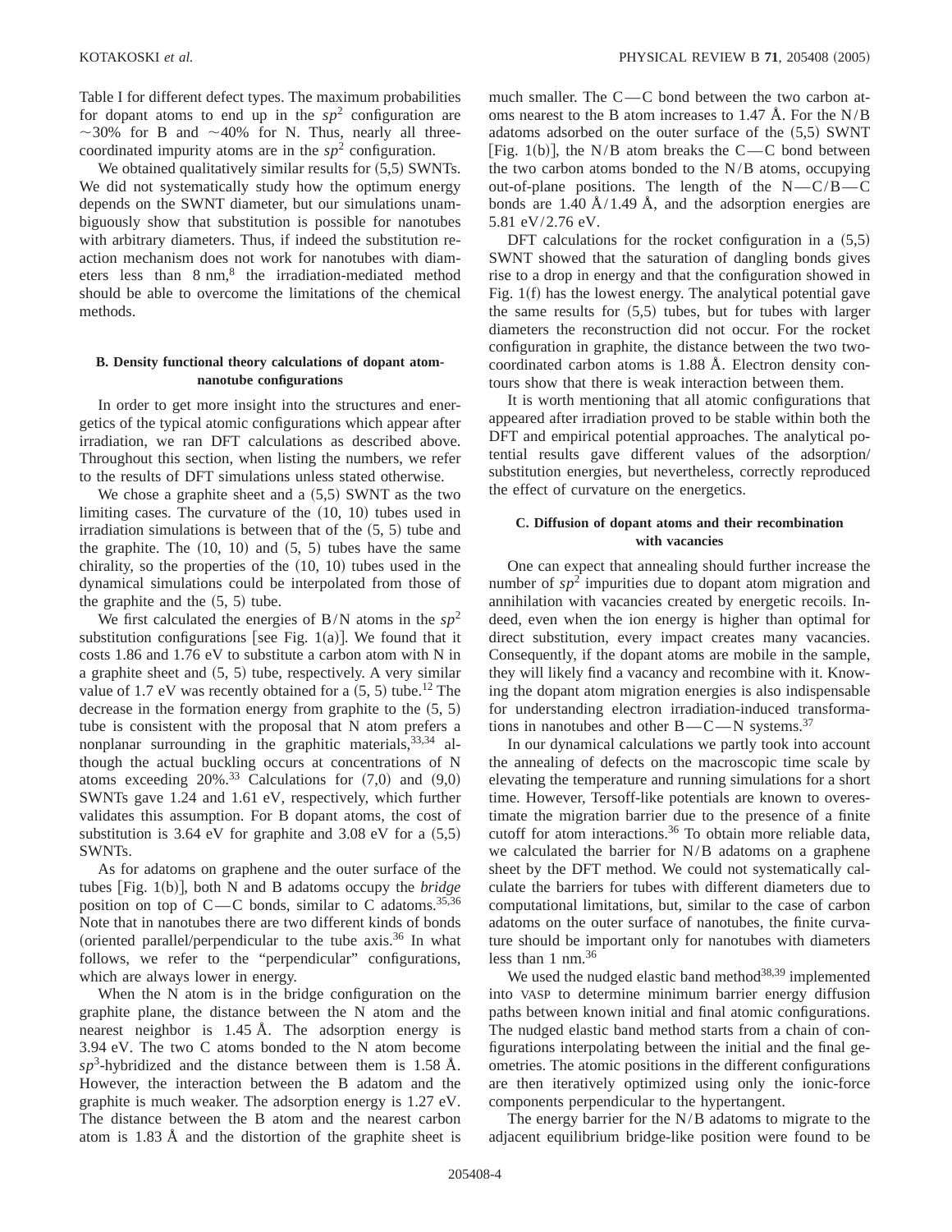Table I for different defect types. The maximum probabilities for dopant atoms to end up in the $sp^2$ configuration are $\sim$30% for B and $\sim$40% for N. Thus, nearly all three-coordinated impurity atoms are in the $sp^2$ configuration.

We obtained qualitatively similar results for (5,5) SWNTs. We did not systematically study how the optimum energy depends on the SWNT diameter, but our simulations unambiguously show that substitution is possible for nanotubes with arbitrary diameters. Thus, if indeed the substitution reaction mechanism does not work for nanotubes with diameters less than 8 nm,[8] the irradiation-mediated method should be able to overcome the limitations of the chemical methods.

### B. Density functional theory calculations of dopant atom-nanotube configurations

In order to get more insight into the structures and energetics of the typical atomic configurations which appear after irradiation, we ran DFT calculations as described above. Throughout this section, when listing the numbers, we refer to the results of DFT simulations unless stated otherwise.

We chose a graphite sheet and a (5,5) SWNT as the two limiting cases. The curvature of the (10, 10) tubes used in irradiation simulations is between that of the (5, 5) tube and the graphite. The (10, 10) and (5, 5) tubes have the same chirality, so the properties of the (10, 10) tubes used in the dynamical simulations could be interpolated from those of the graphite and the (5, 5) tube.

We first calculated the energies of B/N atoms in the $sp^2$ substitution configurations [see Fig. 1(a)]. We found that it costs 1.86 and 1.76 eV to substitute a carbon atom with N in a graphite sheet and (5, 5) tube, respectively. A very similar value of 1.7 eV was recently obtained for a (5, 5) tube.[12] The decrease in the formation energy from graphite to the (5, 5) tube is consistent with the proposal that N atom prefers a nonplanar surrounding in the graphitic materials,[33,34] although the actual buckling occurs at concentrations of N atoms exceeding 20%.[33] Calculations for (7,0) and (9,0) SWNTs gave 1.24 and 1.61 eV, respectively, which further validates this assumption. For B dopant atoms, the cost of substitution is 3.64 eV for graphite and 3.08 eV for a (5,5) SWNTs.

As for adatoms on graphene and the outer surface of the tubes [Fig. 1(b)], both N and B adatoms occupy the *bridge* position on top of C—C bonds, similar to C adatoms.[35,36] Note that in nanotubes there are two different kinds of bonds (oriented parallel/perpendicular to the tube axis.[36] In what follows, we refer to the "perpendicular" configurations, which are always lower in energy.

When the N atom is in the bridge configuration on the graphite plane, the distance between the N atom and the nearest neighbor is 1.45 Å. The adsorption energy is 3.94 eV. The two C atoms bonded to the N atom become $sp^3$-hybridized and the distance between them is 1.58 Å. However, the interaction between the B adatom and the graphite is much weaker. The adsorption energy is 1.27 eV. The distance between the B atom and the nearest carbon atom is 1.83 Å and the distortion of the graphite sheet is much smaller. The C—C bond between the two carbon atoms nearest to the B atom increases to 1.47 Å. For the N/B adatoms adsorbed on the outer surface of the (5,5) SWNT [Fig. 1(b)], the N/B atom breaks the C—C bond between the two carbon atoms bonded to the N/B atoms, occupying out-of-plane positions. The length of the N—C/B—C bonds are 1.40 Å/1.49 Å, and the adsorption energies are 5.81 eV/2.76 eV.

DFT calculations for the rocket configuration in a (5,5) SWNT showed that the saturation of dangling bonds gives rise to a drop in energy and that the configuration showed in Fig. 1(f) has the lowest energy. The analytical potential gave the same results for (5,5) tubes, but for tubes with larger diameters the reconstruction did not occur. For the rocket configuration in graphite, the distance between the two two-coordinated carbon atoms is 1.88 Å. Electron density contours show that there is weak interaction between them.

It is worth mentioning that all atomic configurations that appeared after irradiation proved to be stable within both the DFT and empirical potential approaches. The analytical potential results gave different values of the adsorption/substitution energies, but nevertheless, correctly reproduced the effect of curvature on the energetics.

### C. Diffusion of dopant atoms and their recombination with vacancies

One can expect that annealing should further increase the number of $sp^2$ impurities due to dopant atom migration and annihilation with vacancies created by energetic recoils. Indeed, even when the ion energy is higher than optimal for direct substitution, every impact creates many vacancies. Consequently, if the dopant atoms are mobile in the sample, they will likely find a vacancy and recombine with it. Knowing the dopant atom migration energies is also indispensable for understanding electron irradiation-induced transformations in nanotubes and other B—C—N systems.[37]

In our dynamical calculations we partly took into account the annealing of defects on the macroscopic time scale by elevating the temperature and running simulations for a short time. However, Tersoff-like potentials are known to overestimate the migration barrier due to the presence of a finite cutoff for atom interactions.[36] To obtain more reliable data, we calculated the barrier for N/B adatoms on a graphene sheet by the DFT method. We could not systematically calculate the barriers for tubes with different diameters due to computational limitations, but, similar to the case of carbon adatoms on the outer surface of nanotubes, the finite curvature should be important only for nanotubes with diameters less than 1 nm.[36]

We used the nudged elastic band method[38,39] implemented into VASP to determine minimum barrier energy diffusion paths between known initial and final atomic configurations. The nudged elastic band method starts from a chain of configurations interpolating between the initial and the final geometries. The atomic positions in the different configurations are then iteratively optimized using only the ionic-force components perpendicular to the hypertangent.

The energy barrier for the N/B adatoms to migrate to the adjacent equilibrium bridge-like position were found to be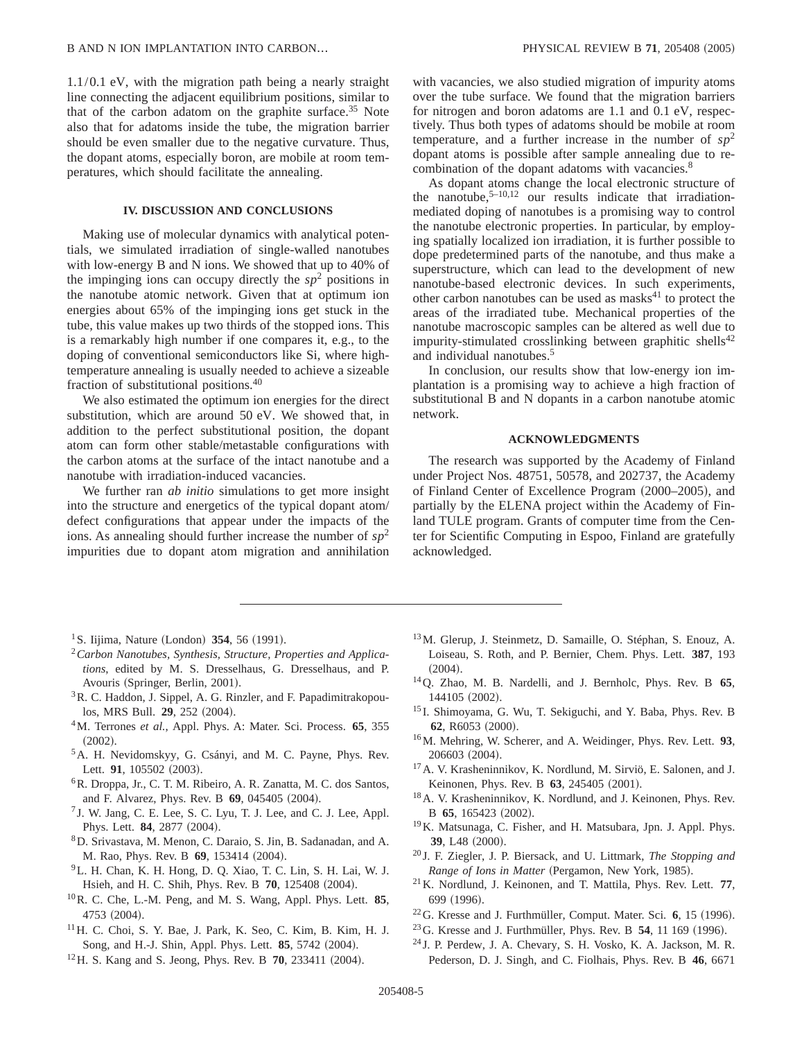1.1/0.1 eV, with the migration path being a nearly straight line connecting the adjacent equilibrium positions, similar to that of the carbon adatom on the graphite surface.[35] Note also that for adatoms inside the tube, the migration barrier should be even smaller due to the negative curvature. Thus, the dopant atoms, especially boron, are mobile at room temperatures, which should facilitate the annealing.

## IV. DISCUSSION AND CONCLUSIONS

Making use of molecular dynamics with analytical potentials, we simulated irradiation of single-walled nanotubes with low-energy B and N ions. We showed that up to 40% of the impinging ions can occupy directly the $sp^2$ positions in the nanotube atomic network. Given that at optimum ion energies about 65% of the impinging ions get stuck in the tube, this value makes up two thirds of the stopped ions. This is a remarkably high number if one compares it, e.g., to the doping of conventional semiconductors like Si, where high-temperature annealing is usually needed to achieve a sizeable fraction of substitutional positions.[40]

We also estimated the optimum ion energies for the direct substitution, which are around 50 eV. We showed that, in addition to the perfect substitutional position, the dopant atom can form other stable/metastable configurations with the carbon atoms at the surface of the intact nanotube and a nanotube with irradiation-induced vacancies.

We further ran *ab initio* simulations to get more insight into the structure and energetics of the typical dopant atom/defect configurations that appear under the impacts of the ions. As annealing should further increase the number of $sp^2$ impurities due to dopant atom migration and annihilation with vacancies, we also studied migration of impurity atoms over the tube surface. We found that the migration barriers for nitrogen and boron adatoms are 1.1 and 0.1 eV, respectively. Thus both types of adatoms should be mobile at room temperature, and a further increase in the number of $sp^2$ dopant atoms is possible after sample annealing due to recombination of the dopant adatoms with vacancies.[8]

As dopant atoms change the local electronic structure of the nanotube,[5–10,12] our results indicate that irradiation-mediated doping of nanotubes is a promising way to control the nanotube electronic properties. In particular, by employing spatially localized ion irradiation, it is further possible to dope predetermined parts of the nanotube, and thus make a superstructure, which can lead to the development of new nanotube-based electronic devices. In such experiments, other carbon nanotubes can be used as masks[41] to protect the areas of the irradiated tube. Mechanical properties of the nanotube macroscopic samples can be altered as well due to impurity-stimulated crosslinking between graphitic shells[42] and individual nanotubes.[5]

In conclusion, our results show that low-energy ion implantation is a promising way to achieve a high fraction of substitutional B and N dopants in a carbon nanotube atomic network.

## ACKNOWLEDGMENTS

The research was supported by the Academy of Finland under Project Nos. 48751, 50578, and 202737, the Academy of Finland Center of Excellence Program (2000–2005), and partially by the ELENA project within the Academy of Finland TULE program. Grants of computer time from the Center for Scientific Computing in Espoo, Finland are gratefully acknowledged.

---

[1] S. Iijima, Nature (London) **354**, 56 (1991).
[2] *Carbon Nanotubes, Synthesis, Structure, Properties and Applications*, edited by M. S. Dresselhaus, G. Dresselhaus, and P. Avouris (Springer, Berlin, 2001).
[3] R. C. Haddon, J. Sippel, A. G. Rinzler, and F. Papadimitrakopoulos, MRS Bull. **29**, 252 (2004).
[4] M. Terrones *et al.*, Appl. Phys. A: Mater. Sci. Process. **65**, 355 (2002).
[5] A. H. Nevidomskyy, G. Csányi, and M. C. Payne, Phys. Rev. Lett. **91**, 105502 (2003).
[6] R. Droppa, Jr., C. T. M. Ribeiro, A. R. Zanatta, M. C. dos Santos, and F. Alvarez, Phys. Rev. B **69**, 045405 (2004).
[7] J. W. Jang, C. E. Lee, S. C. Lyu, T. J. Lee, and C. J. Lee, Appl. Phys. Lett. **84**, 2877 (2004).
[8] D. Srivastava, M. Menon, C. Daraio, S. Jin, B. Sadanadan, and A. M. Rao, Phys. Rev. B **69**, 153414 (2004).
[9] L. H. Chan, K. H. Hong, D. Q. Xiao, T. C. Lin, S. H. Lai, W. J. Hsieh, and H. C. Shih, Phys. Rev. B **70**, 125408 (2004).
[10] R. C. Che, L.-M. Peng, and M. S. Wang, Appl. Phys. Lett. **85**, 4753 (2004).
[11] H. C. Choi, S. Y. Bae, J. Park, K. Seo, C. Kim, B. Kim, H. J. Song, and H.-J. Shin, Appl. Phys. Lett. **85**, 5742 (2004).
[12] H. S. Kang and S. Jeong, Phys. Rev. B **70**, 233411 (2004).
[13] M. Glerup, J. Steinmetz, D. Samaille, O. Stéphan, S. Enouz, A. Loiseau, S. Roth, and P. Bernier, Chem. Phys. Lett. **387**, 193 (2004).
[14] Q. Zhao, M. B. Nardelli, and J. Bernholc, Phys. Rev. B **65**, 144105 (2002).
[15] I. Shimoyama, G. Wu, T. Sekiguchi, and Y. Baba, Phys. Rev. B **62**, R6053 (2000).
[16] M. Mehring, W. Scherer, and A. Weidinger, Phys. Rev. Lett. **93**, 206603 (2004).
[17] A. V. Krasheninnikov, K. Nordlund, M. Sirviö, E. Salonen, and J. Keinonen, Phys. Rev. B **63**, 245405 (2001).
[18] A. V. Krasheninnikov, K. Nordlund, and J. Keinonen, Phys. Rev. B **65**, 165423 (2002).
[19] K. Matsunaga, C. Fisher, and H. Matsubara, Jpn. J. Appl. Phys. **39**, L48 (2000).
[20] J. F. Ziegler, J. P. Biersack, and U. Littmark, *The Stopping and Range of Ions in Matter* (Pergamon, New York, 1985).
[21] K. Nordlund, J. Keinonen, and T. Mattila, Phys. Rev. Lett. **77**, 699 (1996).
[22] G. Kresse and J. Furthmüller, Comput. Mater. Sci. **6**, 15 (1996).
[23] G. Kresse and J. Furthmüller, Phys. Rev. B **54**, 11 169 (1996).
[24] J. P. Perdew, J. A. Chevary, S. H. Vosko, K. A. Jackson, M. R. Pederson, D. J. Singh, and C. Fiolhais, Phys. Rev. B **46**, 6671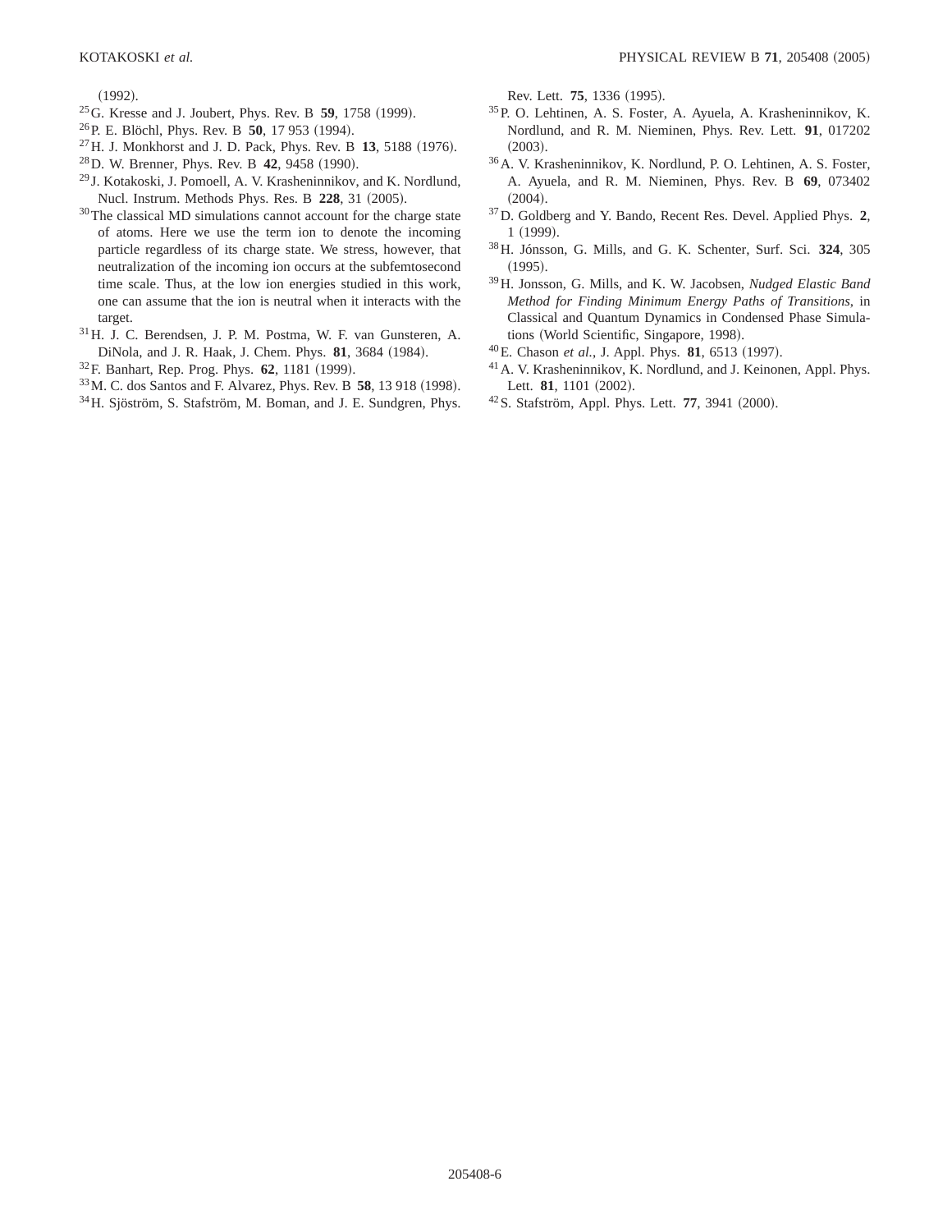(1992).

[25] G. Kresse and J. Joubert, Phys. Rev. B **59**, 1758 (1999).

[26] P. E. Blöchl, Phys. Rev. B **50**, 17 953 (1994).

[27] H. J. Monkhorst and J. D. Pack, Phys. Rev. B **13**, 5188 (1976).

[28] D. W. Brenner, Phys. Rev. B **42**, 9458 (1990).

[29] J. Kotakoski, J. Pomoell, A. V. Krasheninnikov, and K. Nordlund, Nucl. Instrum. Methods Phys. Res. B **228**, 31 (2005).

[30] The classical MD simulations cannot account for the charge state of atoms. Here we use the term ion to denote the incoming particle regardless of its charge state. We stress, however, that neutralization of the incoming ion occurs at the subfemtosecond time scale. Thus, at the low ion energies studied in this work, one can assume that the ion is neutral when it interacts with the target.

[31] H. J. C. Berendsen, J. P. M. Postma, W. F. van Gunsteren, A. DiNola, and J. R. Haak, J. Chem. Phys. **81**, 3684 (1984).

[32] F. Banhart, Rep. Prog. Phys. **62**, 1181 (1999).

[33] M. C. dos Santos and F. Alvarez, Phys. Rev. B **58**, 13 918 (1998).

[34] H. Sjöström, S. Stafström, M. Boman, and J. E. Sundgren, Phys. Rev. Lett. **75**, 1336 (1995).

[35] P. O. Lehtinen, A. S. Foster, A. Ayuela, A. Krasheninnikov, K. Nordlund, and R. M. Nieminen, Phys. Rev. Lett. **91**, 017202 (2003).

[36] A. V. Krasheninnikov, K. Nordlund, P. O. Lehtinen, A. S. Foster, A. Ayuela, and R. M. Nieminen, Phys. Rev. B **69**, 073402 (2004).

[37] D. Goldberg and Y. Bando, Recent Res. Devel. Applied Phys. **2**, 1 (1999).

[38] H. Jónsson, G. Mills, and G. K. Schenter, Surf. Sci. **324**, 305 (1995).

[39] H. Jonsson, G. Mills, and K. W. Jacobsen, *Nudged Elastic Band Method for Finding Minimum Energy Paths of Transitions*, in Classical and Quantum Dynamics in Condensed Phase Simulations (World Scientific, Singapore, 1998).

[40] E. Chason *et al.*, J. Appl. Phys. **81**, 6513 (1997).

[41] A. V. Krasheninnikov, K. Nordlund, and J. Keinonen, Appl. Phys. Lett. **81**, 1101 (2002).

[42] S. Stafström, Appl. Phys. Lett. **77**, 3941 (2000).